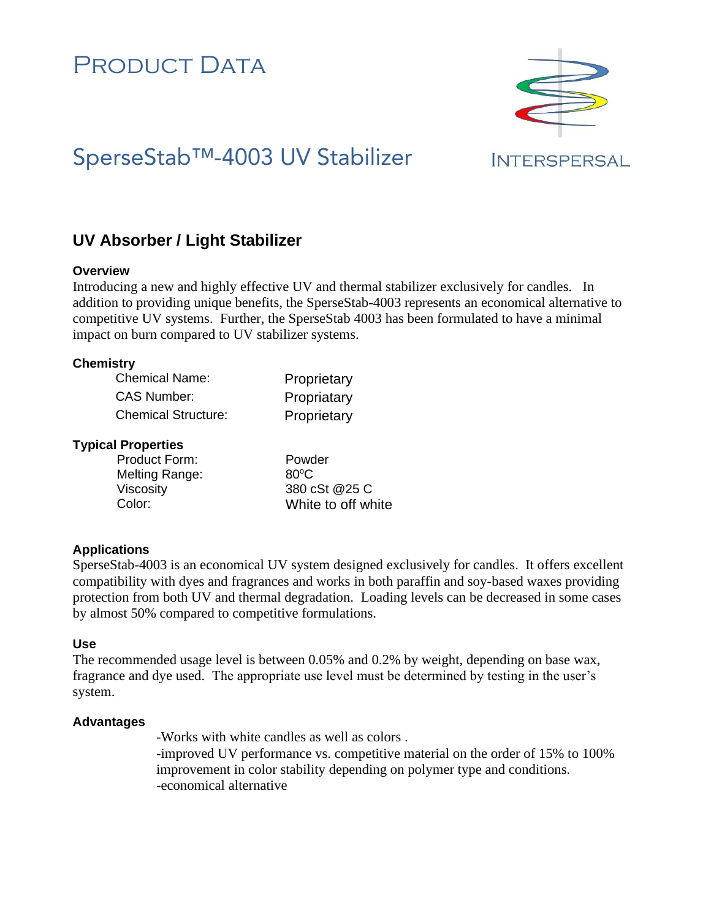# PRODUCT DATA

# SperseStab™-4003 UV Stabilizer

INTERSPERSAL

## UV Absorber / Light Stabilizer

### Overview

Introducing a new and highly effective UV and thermal stabilizer exclusively for candles. In addition to providing unique benefits, the SperseStab-4003 represents an economical alternative to competitive UV systems. Further, the SperseStab 4003 has been formulated to have a minimal impact on burn compared to UV stabilizer systems.

### Chemistry

| | |
|---|---|
| Chemical Name: | Proprietary |
| CAS Number: | Propriatary |
| Chemical Structure: | Proprietary |

### Typical Properties

| | |
|---|---|
| Product Form: | Powder |
| Melting Range: | 80$^{o}$C |
| Viscosity | 380 cSt @25 C |
| Color: | White to off white |

### Applications

SperseStab-4003 is an economical UV system designed exclusively for candles. It offers excellent compatibility with dyes and fragrances and works in both paraffin and soy-based waxes providing protection from both UV and thermal degradation. Loading levels can be decreased in some cases by almost 50% compared to competitive formulations.

### Use

The recommended usage level is between 0.05% and 0.2% by weight, depending on base wax, fragrance and dye used. The appropriate use level must be determined by testing in the user's system.

### Advantages

-Works with white candles as well as colors .
-improved UV performance vs. competitive material on the order of 15% to 100% improvement in color stability depending on polymer type and conditions.
-economical alternative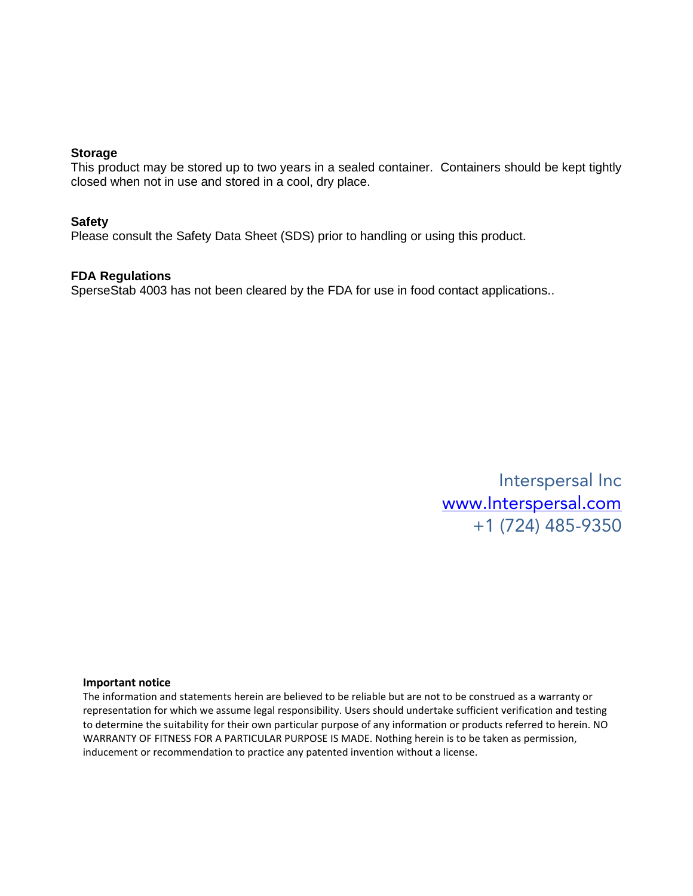**Storage**

This product may be stored up to two years in a sealed container. Containers should be kept tightly closed when not in use and stored in a cool, dry place.

**Safety**

Please consult the Safety Data Sheet (SDS) prior to handling or using this product.

**FDA Regulations**

SperseStab 4003 has not been cleared by the FDA for use in food contact applications..

Interspersal Inc
www.Interspersal.com
+1 (724) 485-9350

**Important notice**

The information and statements herein are believed to be reliable but are not to be construed as a warranty or representation for which we assume legal responsibility. Users should undertake sufficient verification and testing to determine the suitability for their own particular purpose of any information or products referred to herein. NO WARRANTY OF FITNESS FOR A PARTICULAR PURPOSE IS MADE. Nothing herein is to be taken as permission, inducement or recommendation to practice any patented invention without a license.